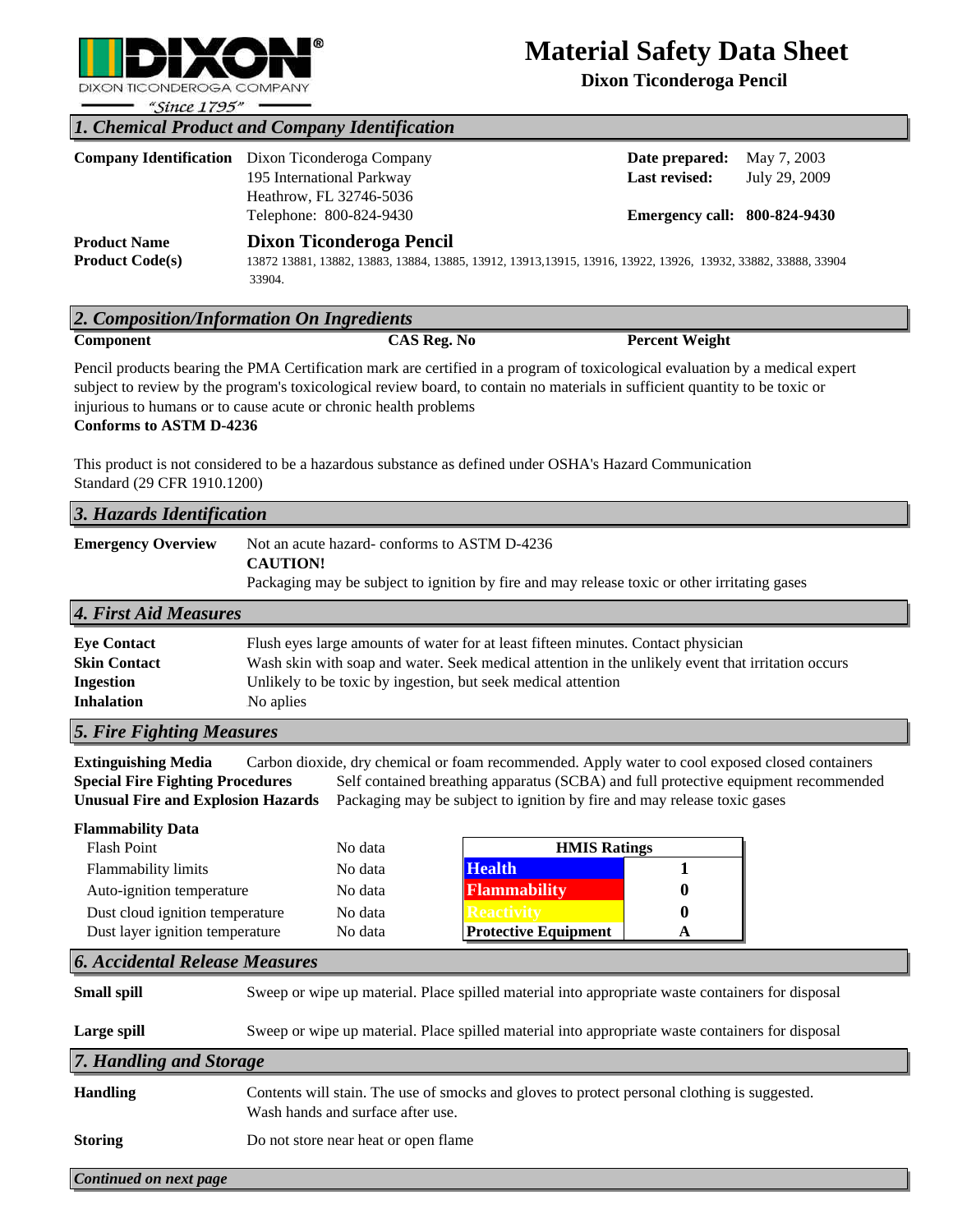**DIXON®**
DIXON TICONDEROGA COMPANY
"Since 1795"

# Material Safety Data Sheet

**Dixon Ticonderoga Pencil**

## *1. Chemical Product and Company Identification*

**Company Identification** Dixon Ticonderoga Company
195 International Parkway
Heathrow, FL 32746-5036
Telephone: 800-824-9430

**Date prepared:** May 7, 2003
**Last revised:** July 29, 2009

**Emergency call:** **800-824-9430**

**Product Name** **Dixon Ticonderoga Pencil**

**Product Code(s)** 13872 13881, 13882, 13883, 13884, 13885, 13912, 13913,13915, 13916, 13922, 13926, 13932, 33882, 33888, 33904 33904.

## *2. Composition/Information On Ingredients*

| Component | CAS Reg. No | Percent Weight |
|---|---|---|

Pencil products bearing the PMA Certification mark are certified in a program of toxicological evaluation by a medical expert subject to review by the program's toxicological review board, to contain no materials in sufficient quantity to be toxic or injurious to humans or to cause acute or chronic health problems
**Conforms to ASTM D-4236**

This product is not considered to be a hazardous substance as defined under OSHA's Hazard Communication Standard (29 CFR 1910.1200)

## *3. Hazards Identification*

**Emergency Overview** Not an acute hazard- conforms to ASTM D-4236
**CAUTION!**
Packaging may be subject to ignition by fire and may release toxic or other irritating gases

## *4. First Aid Measures*

**Eye Contact** Flush eyes large amounts of water for at least fifteen minutes. Contact physician
**Skin Contact** Wash skin with soap and water. Seek medical attention in the unlikely event that irritation occurs
**Ingestion** Unlikely to be toxic by ingestion, but seek medical attention
**Inhalation** No aplies

## *5. Fire Fighting Measures*

**Extinguishing Media** Carbon dioxide, dry chemical or foam recommended. Apply water to cool exposed closed containers
**Special Fire Fighting Procedures** Self contained breathing apparatus (SCBA) and full protective equipment recommended
**Unusual Fire and Explosion Hazards** Packaging may be subject to ignition by fire and may release toxic gases

**Flammability Data**

| | |
|---|---|
| Flash Point | No data |
| Flammability limits | No data |
| Auto-ignition temperature | No data |
| Dust cloud ignition temperature | No data |
| Dust layer ignition temperature | No data |

| HMIS Ratings | |
|---|---|
| Health | 1 |
| Flammability | 0 |
| Reactivity | 0 |
| Protective Equipment | A |

## *6. Accidental Release Measures*

**Small spill** Sweep or wipe up material. Place spilled material into appropriate waste containers for disposal

**Large spill** Sweep or wipe up material. Place spilled material into appropriate waste containers for disposal

## *7. Handling and Storage*

**Handling** Contents will stain. The use of smocks and gloves to protect personal clothing is suggested. Wash hands and surface after use.

**Storing** Do not store near heat or open flame

*Continued on next page*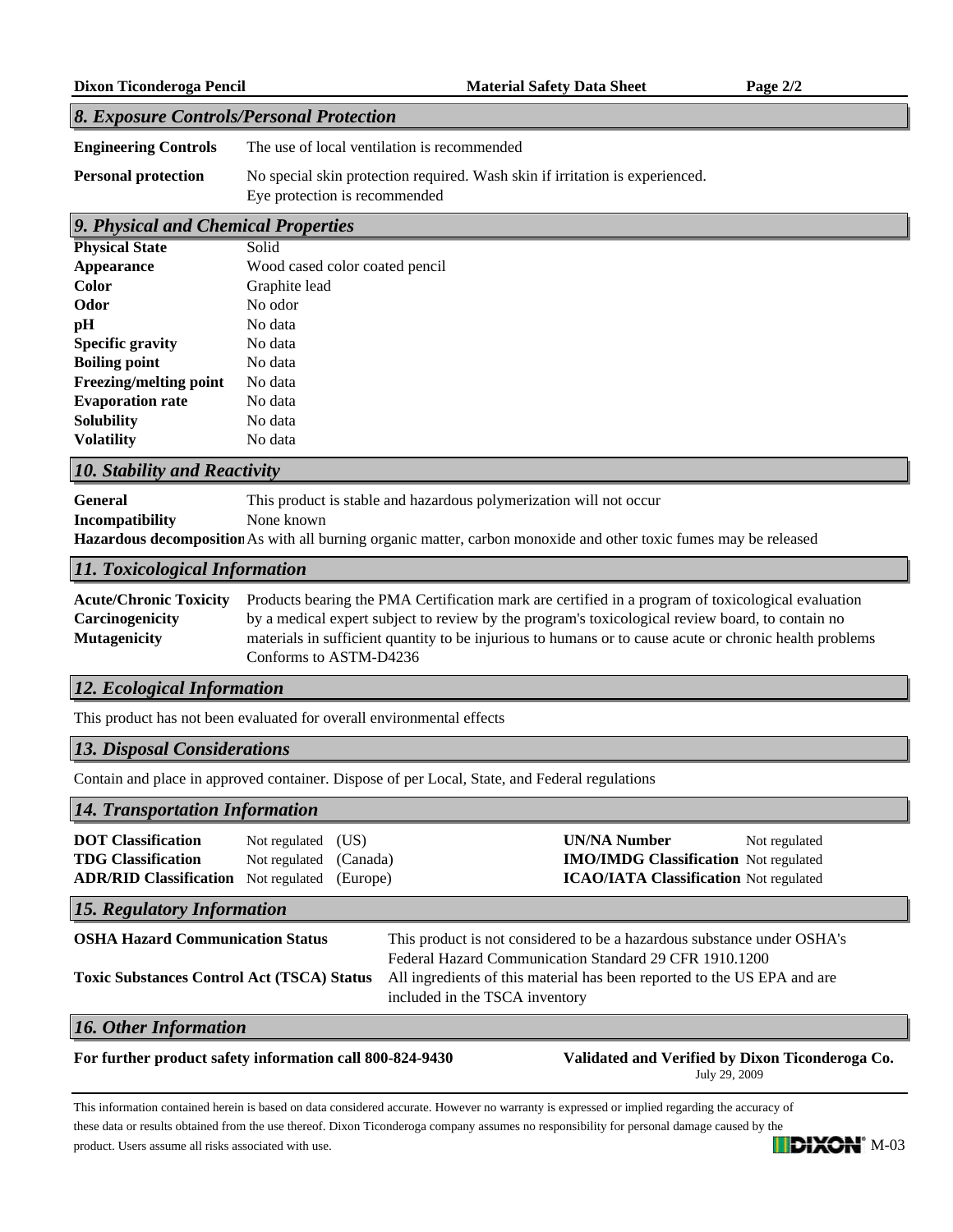## 8. Exposure Controls/Personal Protection

**Engineering Controls** The use of local ventilation is recommended

**Personal protection** No special skin protection required. Wash skin if irritation is experienced. Eye protection is recommended

## 9. Physical and Chemical Properties

| | |
|---|---|
| **Physical State** | Solid |
| **Appearance** | Wood cased color coated pencil |
| **Color** | Graphite lead |
| **Odor** | No odor |
| **pH** | No data |
| **Specific gravity** | No data |
| **Boiling point** | No data |
| **Freezing/melting point** | No data |
| **Evaporation rate** | No data |
| **Solubility** | No data |
| **Volatility** | No data |

## 10. Stability and Reactivity

**General** This product is stable and hazardous polymerization will not occur

**Incompatibility** None known

**Hazardous decomposition** As with all burning organic matter, carbon monoxide and other toxic fumes may be released

## 11. Toxicological Information

**Acute/Chronic Toxicity**
**Carcinogenicity**
**Mutagenicity**

Products bearing the PMA Certification mark are certified in a program of toxicological evaluation by a medical expert subject to review by the program's toxicological review board, to contain no materials in sufficient quantity to be injurious to humans or to cause acute or chronic health problems Conforms to ASTM-D4236

## 12. Ecological Information

This product has not been evaluated for overall environmental effects

## 13. Disposal Considerations

Contain and place in approved container. Dispose of per Local, State, and Federal regulations

## 14. Transportation Information

| | | | | |
|---|---|---|---|---|
| **DOT Classification** | Not regulated | (US) | **UN/NA Number** | Not regulated |
| **TDG Classification** | Not regulated | (Canada) | **IMO/IMDG Classification** | Not regulated |
| **ADR/RID Classification** | Not regulated | (Europe) | **ICAO/IATA Classification** | Not regulated |

## 15. Regulatory Information

**OSHA Hazard Communication Status** This product is not considered to be a hazardous substance under OSHA's Federal Hazard Communication Standard 29 CFR 1910.1200

**Toxic Substances Control Act (TSCA) Status** All ingredients of this material has been reported to the US EPA and are included in the TSCA inventory

## 16. Other Information

**For further product safety information call 800-824-9430**

**Validated and Verified by Dixon Ticonderoga Co.**
July 29, 2009

This information contained herein is based on data considered accurate. However no warranty is expressed or implied regarding the accuracy of these data or results obtained from the use thereof. Dixon Ticonderoga company assumes no responsibility for personal damage caused by the product. Users assume all risks associated with use.

DIXON® M-03